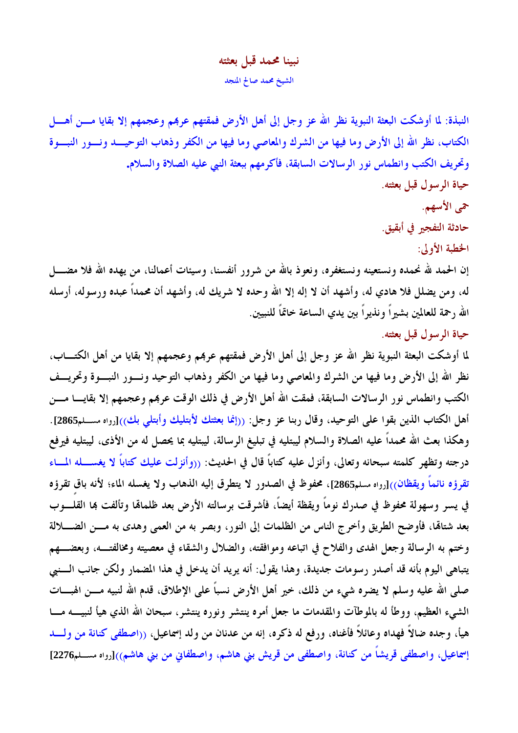# نبينا محمد قبل بعثته

الشيخ محمد صالح المنجد

**النبذة: لما أوشكت البعثة النبوية نظر الله عز وجل إلى أهل الأرض فمقتهم عربهم وعجمهم إلا بقايا من أهل الكتاب، نظر الله إلى الأرض وما فيها من الشرك والمعاصي وما فيها من الكفر وذهاب التوحيد ونور النبوة وتحريف الكتب وانطماس نور الرسالات السابقة، فأكرمهم ببعثة النبي عليه الصلاة والسلام.**

حياة الرسول قبل بعثته.

حمى الأسهم.

حادثة التفجير في أبقيق.

الخطبة الأولى:

إن الحمد لله نحمده ونستعينه ونستغفره، ونعوذ بالله من شرور أنفسنا، وسيئات أعمالنا، من يهده الله فلا مضل له، ومن يضلل فلا هادي له، وأشهد أن لا إله إلا الله وحده لا شريك له، وأشهد أن محمداً عبده ورسوله، أرسله الله رحمة للعالمين بشيراً ونذيراً بين يدي الساعة خاتماً للنبيين.

حياة الرسول قبل بعثته.

لما أوشكت البعثة النبوية نظر الله عز وجل إلى أهل الأرض فمقتهم عربهم وعجمهم إلا بقايا من أهل الكتاب، نظر الله إلى الأرض وما فيها من الشرك والمعاصي وما فيها من الكفر وذهاب التوحيد ونور النبوة وتحريف الكتب وانطماس نور الرسالات السابقة، فمقت الله أهل الأرض في ذلك الوقت عربهم وعجمهم إلا بقايا من أهل الكتاب الذين بقوا على التوحيد، وقال ربنا عز وجل: ((إنما بعثتك لأبتليك وأبتلي بك))[رواه مسلم2865]. وهكذا بعث الله محمداً عليه الصلاة والسلام ليبتليه في تبليغ الرسالة، ليبتليه بما يحصل له من الأذى، ليبتليه فيرفع درجته وتظهر كلمته سبحانه وتعالى، وأنزل عليه كتاباً قال في الحديث: ((وأنزلت عليك كتاباً لا يغسله الماء تقرؤه نائماً ويقظان))[رواه مسلم2865]، محفوظ في الصدور لا يتطرق إليه الذهاب ولا يغسله الماء؛ لأنه باقٍ تقرؤه في يسر وسهولة محفوظ في صدرك نوماً ويقظة أيضاً. فأشرقت برسالته الأرض بعد ظلماتها وتألفت بها القلوب بعد شتاتها، فأوضح الطريق وأخرج الناس من الظلمات إلى النور، وبصر به من العمى وهدى به من الضلالة وختم به الرسالة وجعل الهدى والفلاح في اتباعه وموافقته، والضلال والشقاء في معصيته ومخالفته، وبعضهم يتباهى اليوم بأنه قد أصدر رسومات جديدة، وهذا يقول: أنه يريد أن يدخل في هذا المضمار ولكن جانب النبي صلى الله عليه وسلم لا يضره شيء من ذلك، خير أهل الأرض نسباً على الإطلاق، قدم الله لنبيه من الهبات الشيء العظيم، ووطأ له بالموطآت والمقدمات ما جعل أمره ينتشر ونوره ينتشر، سبحان الله الذي هيأ لنبيه ما هيأ، وجده ضالاً فهداه وعائلاً فأغناه، ورفع له ذكره، إنه من عدنان من ولد إسماعيل، ((اصطفى كنانة من ولد إسماعيل، واصطفى قريشاً من كنانة، واصطفى من قريش بني هاشم، واصطفاني من بني هاشم))[رواه مسلم2276]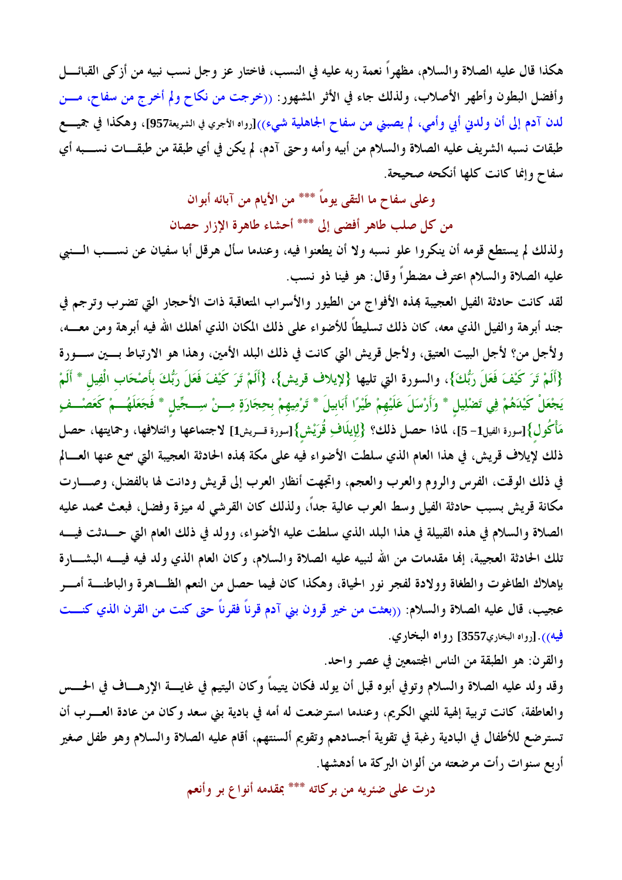هكذا قال عليه الصلاة والسلام، مظهراً نعمة ربه عليه في النسب، فاختار عز وجل نسب نبيه من أزكى القبائل وأفضل البطون وأطهر الأصلاب، ولذلك جاء في الأثر المشهور: ((خرجت من نكاح ولم أخرج من سفاح، من لدن آدم إلى أن ولدني أبي وأمي، لم يصبني من سفاح الجاهلية شيء))[رواه الأجري في الشريعة957]، وهكذا في جميع طبقات نسبه الشريف عليه الصلاة والسلام من أبيه وأمه وحتى آدم، لم يكن في أي طبقة من طبقات نسبه أي سفاح وإنما كانت كلها أنكحه صحيحة.

وعلى سفاح ما التقى يوماً *** من الأيام من آبائه أبوان

من كل صلب طاهر أفضى إلى *** أحشاء طاهرة الإزار حصان

ولذلك لم يستطع قومه أن ينكروا علو نسبه ولا أن يطعنوا فيه، وعندما سأل هرقل أبا سفيان عن نسب النبي عليه الصلاة والسلام اعترف مضطراً وقال: هو فينا ذو نسب.

لقد كانت حادثة الفيل العجيبة بهذه الأفواج من الطيور والأسراب المتعاقبة ذات الأحجار التي تضرب وترجم في جند أبرهة والفيل الذي معه، كان ذلك تسليطاً للأضواء على ذلك المكان الذي أهلك الله فيه أبرهة ومن معه، ولأجل من؟ لأجل البيت العتيق، ولأجل قريش التي كانت في ذلك البلد الأمين، وهذا هو الارتباط بين سورة {أَلَمْ تَرَ كَيْفَ فَعَلَ رَبُّكَ}، والسورة التي تليها {لإيلاف قريش}، {أَلَمْ تَرَ كَيْفَ فَعَلَ رَبُّكَ بِأَصْحَابِ الْفِيلِ * أَلَمْ يَجْعَلْ كَيْدَهُمْ فِي تَضْلِيلٍ * وَأَرْسَلَ عَلَيْهِمْ طَيْرًا أَبَابِيلَ * تَرْمِيهِمْ بِحِجَارَةٍ مِنْ سِجِّيلٍ * فَجَعَلَهُمْ كَعَصْفٍ مَأْكُولٍ}[سورة الفيل1- 5]، لماذا حصل ذلك؟ {لِإِيلَافِ قُرَيْشٍ}[سورة قريش1] لاجتماعها وائتلافها، وحمايتها، حصل ذلك لإيلاف قريش، في هذا العام الذي سلطت الأضواء فيه على مكة بهذه الحادثة العجيبة التي سمع عنها العالم في ذلك الوقت، الفرس والروم والعرب والعجم، واتجهت أنظار العرب إلى قريش ودانت لها بالفضل، وصارت مكانة قريش بسبب حادثة الفيل وسط العرب عالية جداً، ولذلك كان القرشي له ميزة وفضل، فبعث محمد عليه الصلاة والسلام في هذه القبيلة في هذا البلد الذي سلطت عليه الأضواء، وولد في ذلك العام التي حدثت فيه تلك الحادثة العجيبة، إنها مقدمات من الله لنبيه عليه الصلاة والسلام، وكان العام الذي ولد فيه البشارة بإهلاك الطاغوت والطغاة وولادة لفجر نور الحياة، وهكذا كان فيما حصل من النعم الظاهرة والباطنة أمر عجيب، قال عليه الصلاة والسلام: ((بعثت من خير قرون بني آدم قرناً فقرناً حتى كنت من القرن الذي كنت فيه)).[رواه البخاري3557] رواه البخاري.

والقرن: هو الطبقة من الناس المجتمعين في عصر واحد.

وقد ولد عليه الصلاة والسلام وتوفي أبوه قبل أن يولد فكان يتيماً وكان اليتيم في غاية الإرهاف في الحس والعاطفة، كانت تربية إلهية للنبي الكريم، وعندما استرضعت له أمه في بادية بني سعد وكان من عادة العرب أن تسترضع للأطفال في البادية رغبة في تقوية أجسادهم وتقويم ألسنتهم، أقام عليه الصلاة والسلام وهو طفل صغير أربع سنوات رأت مرضعته من ألوان البركة ما أدهشها.

درت على ضئريه من بركاته *** بمقدمه أنواع بر وأنعم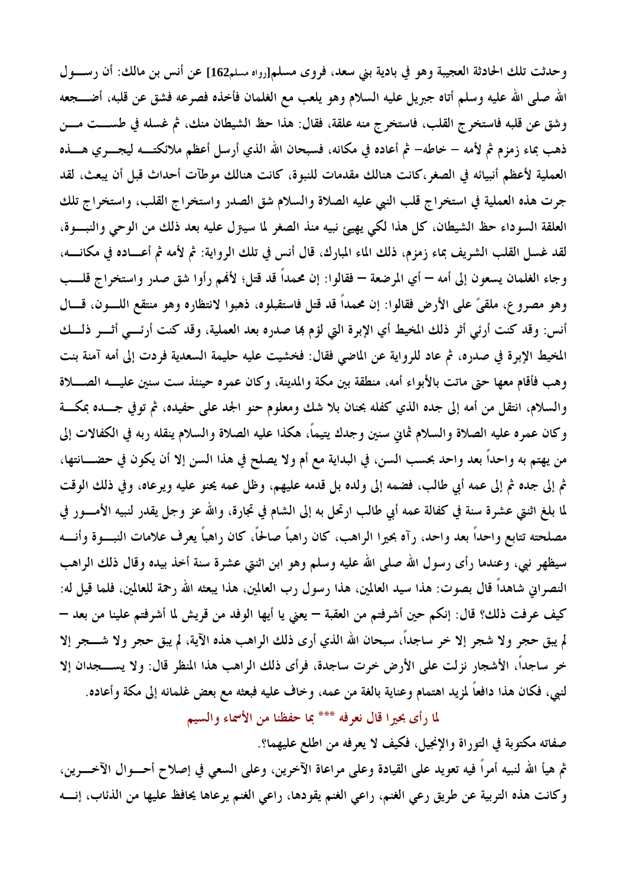وحدثت تلك الحادثة العجيبة وهو في بادية بني سعد، فروى مسلم[رواه مسلم162] عن أنس بن مالك: أن رسول الله صلى الله عليه وسلم أتاه جبريل عليه السلام وهو يلعب مع الغلمان فأخذه فصرعه فشق عن قلبه، أضجعه وشق عن قلبه فاستخرج القلب، فاستخرج منه علقة، فقال: هذا حظ الشيطان منك، ثم غسله في طست من ذهب بماء زمزم ثم لأمه – خاطه– ثم أعاده في مكانه، فسبحان الله الذي أرسل أعظم ملائكته ليجري هذه العملية لأعظم أنبيائه في الصغر،كانت هنالك مقدمات للنبوة، كانت هنالك موطآت أحداث قبل أن يبعث، لقد جرت هذه العملية في استخراج قلب النبي عليه الصلاة والسلام شق الصدر واستخراج القلب، واستخراج تلك العلقة السوداء حظ الشيطان، كل هذا لكي يهيئ نبيه منذ الصغر لما سيترل عليه بعد ذلك من الوحي والنبوة، لقد غسل القلب الشريف بماء زمزم، ذلك الماء المبارك، قال أنس في تلك الرواية: ثم لأمه ثم أعاده في مكانه، وجاء الغلمان يسعون إلى أمه – أي المرضعة – فقالوا: إن محمداً قد قتل؛ لأنهم رأوا شق صدر واستخراج قلب وهو مصروع، ملقىً على الأرض فقالوا: إن محمداً قد قتل فاستقبلوه، ذهبوا لانتظاره وهو منتقع اللون، قال أنس: وقد كنت أرئي أثر ذلك المخيط أي الإبرة التي لؤم بها صدره بعد العملية، وقد كنت أرئي أثر ذلك المخيط الإبرة في صدره، ثم عاد للرواية عن الماضي فقال: فخشيت عليه حليمة السعدية فردت إلى أمه آمنة بنت وهب فأقام معها حتى ماتت بالأبواء أمه، منطقة بين مكة والمدينة، وكان عمره حينئذ ست سنين عليه الصلاة والسلام، انتقل من أمه إلى جده الذي كفله بحنان بلا شك ومعلوم حنو الجد على حفيده، ثم توفي جده بمكة وكان عمره عليه الصلاة والسلام ثماني سنين وجدك يتيماً، هكذا عليه الصلاة والسلام ينقله ربه في الكفالات إلى من يهتم به واحداً بعد واحد بحسب السن، في البداية مع أم ولا يصلح في هذا السن إلا أن يكون في حضانتها، ثم إلى جده ثم إلى عمه أبي طالب، فضمه إلى ولده بل قدمه عليهم، وظل عمه يحنو عليه ويرعاه، وفي ذلك الوقت لما بلغ اثنتي عشرة سنة في كفالة عمه أبي طالب ارتحل به إلى الشام في تجارة، والله عز وجل يقدر لنبيه الأمور في مصلحته تتابع واحداً بعد واحد، رآه بحيرا الراهب، كان راهباً صالحاً، كان راهباً يعرف علامات النبوة وأنه سيظهر نبي، وعندما رأى رسول الله صلى الله عليه وسلم وهو ابن اثنتي عشرة سنة أخذ بيده وقال ذلك الراهب النصراني شاهداً قال بصوت: هذا سيد العالمين، هذا رسول رب العالمين، هذا يبعثه الله رحمة للعالمين، فلما قيل له: كيف عرفت ذلك؟ قال: إنكم حين أشرفتم من العقبة – يعني يا أيها الوفد من قريش لما أشرفتم علينا من بعد – لم يبق حجر ولا شجر إلا خر ساجداً، سبحان الله الذي أرى ذلك الراهب هذه الآية، لم يبق حجر ولا شجر إلا خر ساجداً، الأشجار نزلت على الأرض خرت ساجدة، فرأى ذلك الراهب هذا المنظر قال: ولا يسجدان إلا لنبي، فكان هذا دافعاً لمزيد اهتمام وعناية بالغة من عمه، وخاف عليه فبعثه مع بعض غلمانه إلى مكة وأعاده.

لما رأى بحيرا قال نعرفه *** بما حفظنا من الأسماء والسيم

صفاته مكتوبة في التوراة والإنجيل، فكيف لا يعرفه من اطلع عليهما؟.

ثم هيأ الله لنبيه أمراً فيه تعويد على القيادة وعلى مراعاة الآخرين، وعلى السعي في إصلاح أحوال الآخرين، وكانت هذه التربية عن طريق رعي الغنم، راعي الغنم يقودها، راعي الغنم يرعاها يحافظ عليها من الذئاب، إنه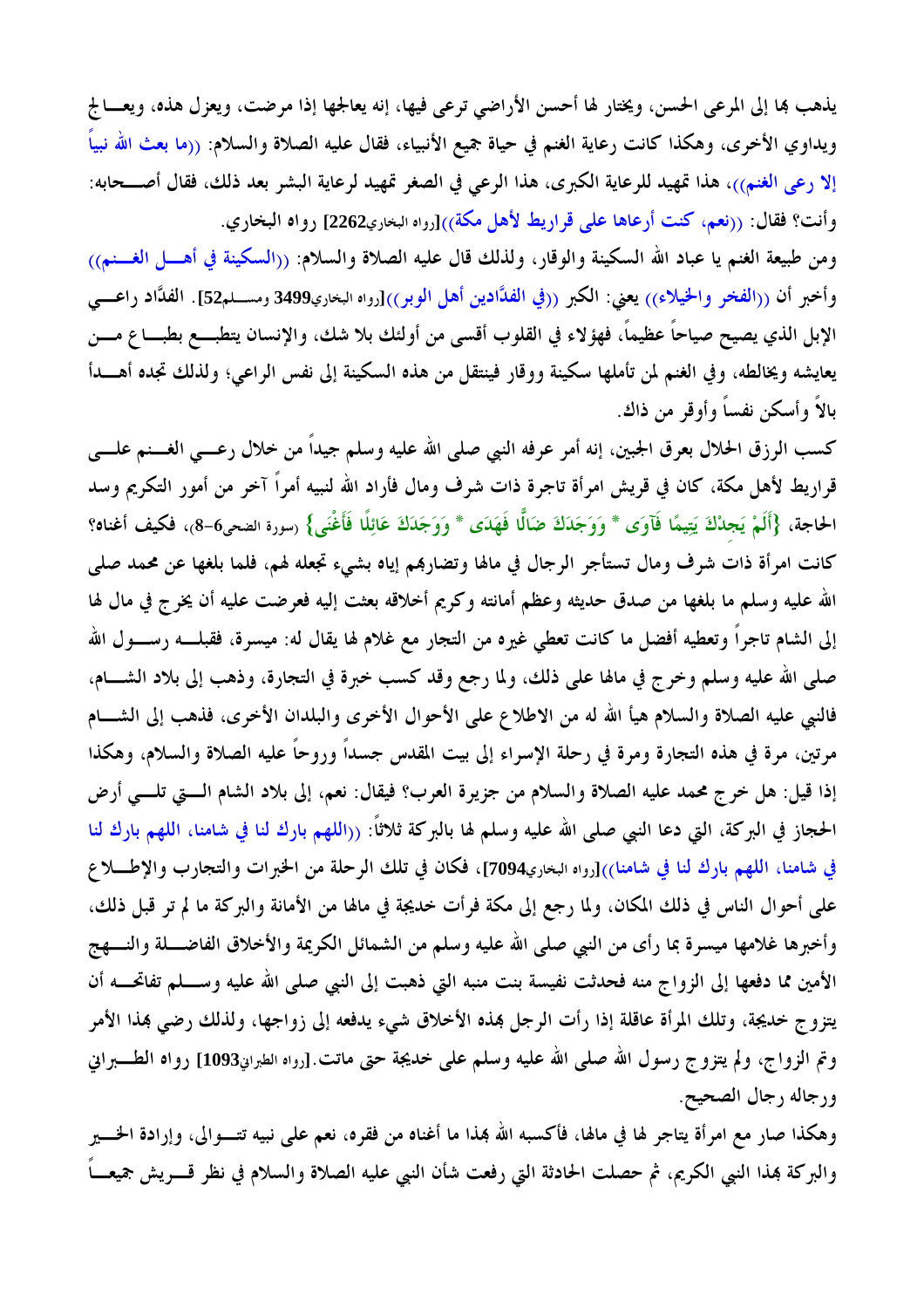يذهب بها إلى المرعى الحسن، ويختار لها أحسن الأراضي ترعى فيها، إنه يعالجها إذا مرضت، ويعزل هذه، ويعالج ويداوي الأخرى، وهكذا كانت رعاية الغنم في حياة جميع الأنبياء، فقال عليه الصلاة والسلام: ((ما بعث الله نبياً إلا رعى الغنم))، هذا تمهيد للرعاية الكبرى، هذا الرعي في الصغر تمهيد لرعاية البشر بعد ذلك، فقال أصحابه: وأنت؟ فقال: ((نعم، كنت أرعاها على قراريط لأهل مكة))[رواه البخاري2262] رواه البخاري.

ومن طبيعة الغنم يا عباد الله السكينة والوقار، ولذلك قال عليه الصلاة والسلام: ((السكينة في أهل الغنم)) وأخبر أن ((الفخر والخيلاء)) يعني: الكبر ((في الفدَّادين أهل الوبر))[رواه البخاري3499 ومسلم52]. الفدَّاد راعي الإبل الذي يصيح صياحاً عظيماً، فهؤلاء في القلوب أقسى من أولئك بلا شك، والإنسان يتطبع بطباع من يعايشه ويخالطه، وفي الغنم لمن تأملها سكينة ووقار فينتقل من هذه السكينة إلى نفس الراعي؛ ولذلك تجده أهدأ بالاً وأسكن نفساً وأوقر من ذاك.

كسب الرزق الحلال بعرق الجبين، إنه أمر عرفه النبي صلى الله عليه وسلم جيداً من خلال رعي الغنم على قراريط لأهل مكة، كان في قريش امرأة تاجرة ذات شرف ومال فأراد الله لنبيه أمراً آخر من أمور التكريم وسد الحاجة، {أَلَمْ يَجِدْكَ يَتِيمًا فَآوَى * وَوَجَدَكَ ضَالًّا فَهَدَى * وَوَجَدَكَ عَائِلًا فَأَغْنَى} (سورة الضحى6-8)، فكيف أغناه؟ كانت امرأة ذات شرف ومال تستأجر الرجال في مالها وتضاربهم إياه بشيء تجعله لهم، فلما بلغها عن محمد صلى الله عليه وسلم ما بلغها من صدق حديثه وعظم أمانته وكريم أخلاقه بعثت إليه فعرضت عليه أن يخرج في مال لها إلى الشام تاجراً وتعطيه أفضل ما كانت تعطي غيره من التجار مع غلام لها يقال له: ميسرة، فقبله رسول الله صلى الله عليه وسلم وخرج في مالها على ذلك، ولما رجع وقد كسب خبرة في التجارة، وذهب إلى بلاد الشام، فالنبي عليه الصلاة والسلام هيأ الله له من الاطلاع على الأحوال الأخرى والبلدان الأخرى، فذهب إلى الشام مرتين، مرة في هذه التجارة ومرة في رحلة الإسراء إلى بيت المقدس جسداً وروحاً عليه الصلاة والسلام، وهكذا إذا قيل: هل خرج محمد عليه الصلاة والسلام من جزيرة العرب؟ فيقال: نعم، إلى بلاد الشام التي تلي أرض الحجاز في البركة، التي دعا النبي صلى الله عليه وسلم لها بالبركة ثلاثاً: ((اللهم بارك لنا في شامنا، اللهم بارك لنا في شامنا، اللهم بارك لنا في شامنا))[رواه البخاري7094]، فكان في تلك الرحلة من الخبرات والتجارب والإطلاع على أحوال الناس في ذلك المكان، ولما رجع إلى مكة فرأت خديجة في مالها من الأمانة والبركة ما لم تر قبل ذلك، وأخبرها غلامها ميسرة بما رأى من النبي صلى الله عليه وسلم من الشمائل الكريمة والأخلاق الفاضلة والنهج الأمين مما دفعها إلى الزواج منه فحدثت نفيسة بنت منبه التي ذهبت إلى النبي صلى الله عليه وسلم تفاتحه أن يتزوج خديجة، وتلك المرأة عاقلة إذا رأت الرجل بهذه الأخلاق شيء يدفعه إلى زواجها، ولذلك رضي بهذا الأمر وتم الزواج، ولم يتزوج رسول الله صلى الله عليه وسلم على خديجة حتى ماتت.[رواه الطبراني1093] رواه الطبراني ورجاله رجال الصحيح.

وهكذا صار مع امرأة يتاجر لها في مالها، فأكسبه الله بهذا ما أغناه من فقره، نعم على نبيه تتوالى، وإرادة الخير والبركة بهذا النبي الكريم، ثم حصلت الحادثة التي رفعت شأن النبي عليه الصلاة والسلام في نظر قريش جميعاً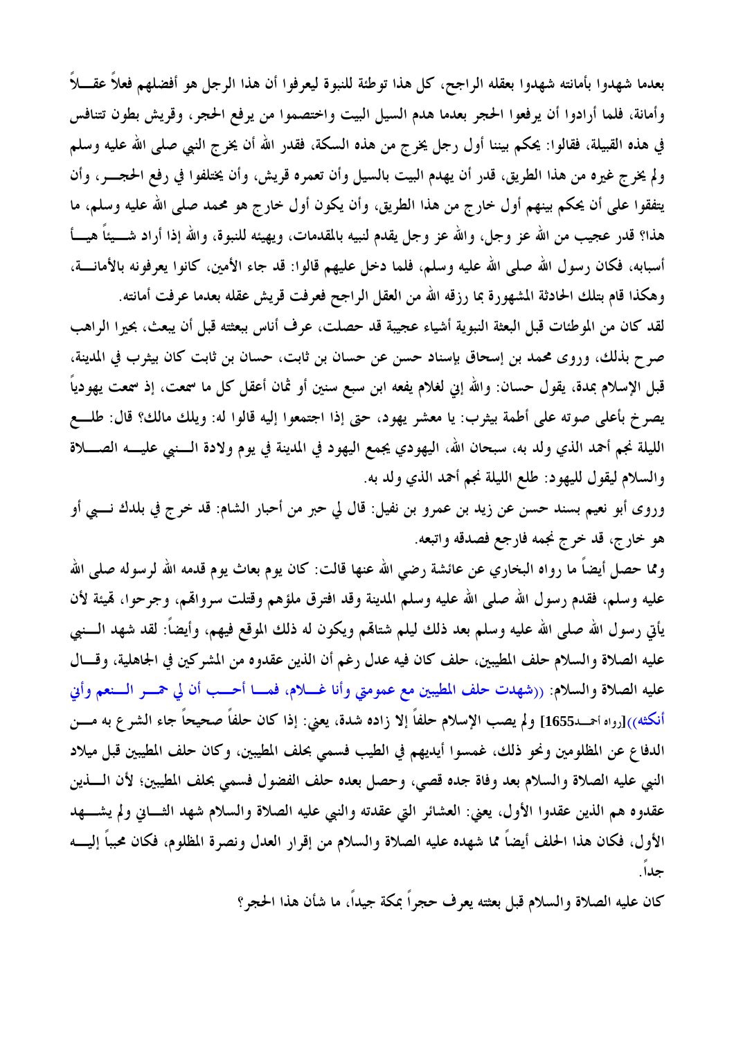بعدما شهدوا بأمانته شهدوا بعقله الراجح، كل هذا توطئة للنبوة ليعرفوا أن هذا الرجل هو أفضلهم فعلاً عقلاً وأمانة، فلما أرادوا أن يرفعوا الحجر بعدما هدم السيل البيت واختصموا من يرفع الحجر، وقريش بطون تتنافس في هذه القبيلة، فقالوا: يحكم بيننا أول رجل يخرج من هذه السكة، فقدر الله أن يخرج النبي صلى الله عليه وسلم ولم يخرج غيره من هذا الطريق، قدر أن يهدم البيت بالسيل وأن تعمره قريش، وأن يختلفوا في رفع الحجر، وأن يتفقوا على أن يحكم بينهم أول خارج من هذا الطريق، وأن يكون أول خارج هو محمد صلى الله عليه وسلم، ما هذا؟ قدر عجيب من الله عز وجل، والله عز وجل يقدم لنبيه بالمقدمات، ويهيئه للنبوة، والله إذا أراد شيئاً هيأ أسبابه، فكان رسول الله صلى الله عليه وسلم، فلما دخل عليهم قالوا: قد جاء الأمين، كانوا يعرفونه بالأمانة، وهكذا قام بتلك الحادثة المشهورة بما رزقه الله من العقل الراجح فعرفت قريش عقله بعدما عرفت أمانته.

لقد كان من الموطئات قبل البعثة النبوية أشياء عجيبة قد حصلت، عرف أناس بعثته قبل أن يبعث، بحيرا الراهب صرح بذلك، وروى محمد بن إسحاق بإسناد حسن عن حسان بن ثابت، حسان بن ثابت كان بيثرب في المدينة، قبل الإسلام بمدة، يقول حسان: والله إني لغلام يفعه ابن سبع سنين أو ثمان أعقل كل ما سمعت، إذ سمعت يهودياً يصرخ بأعلى صوته على أطمة بيثرب: يا معشر يهود، حتى إذا اجتمعوا إليه قالوا له: ويلك مالك؟ قال: طلع الليلة نجم أحمد الذي ولد به، سبحان الله، اليهودي يجمع اليهود في المدينة في يوم ولادة النبي عليه الصلاة والسلام ليقول لليهود: طلع الليلة نجم أحمد الذي ولد به.

وروى أبو نعيم بسند حسن عن زيد بن عمرو بن نفيل: قال لي حبر من أحبار الشام: قد خرج في بلدك نبي أو هو خارج، قد خرج نجمه فارجع فصدقه واتبعه.

ومما حصل أيضاً ما رواه البخاري عن عائشة رضي الله عنها قالت: كان يوم بعاث يوم قدمه الله لرسوله صلى الله عليه وسلم، فقدم رسول الله صلى الله عليه وسلم المدينة وقد افترق ملؤهم وقتلت سرواتهم، وجرحوا، تهيئة لأن يأتي رسول الله صلى الله عليه وسلم بعد ذلك ليلم شتاتهم ويكون له ذلك الموقع فيهم، وأيضاً: لقد شهد النبي عليه الصلاة والسلام حلف المطيبين، حلف كان فيه عدل رغم أن الذين عقدوه من المشركين في الجاهلية، وقال عليه الصلاة والسلام: ((شهدت حلف المطيبين مع عمومتي وأنا غلام، فما أحب أن لي حمر النعم وأني أنكثه))[رواه أحمد1655] ولم يصب الإسلام حلفاً إلا زاده شدة، يعني: إذا كان حلفاً صحيحاً جاء الشرع به من الدفاع عن المظلومين ونحو ذلك، غمسوا أيديهم في الطيب فسمي بحلف المطيبين، وكان حلف المطيبين قبل ميلاد النبي عليه الصلاة والسلام بعد وفاة جده قصي، وحصل بعده حلف الفضول فسمي بحلف المطيبين؛ لأن الذين عقدوه هم الذين عقدوا الأول، يعني: العشائر التي عقدته والنبي عليه الصلاة والسلام شهد الثاني ولم يشهد الأول، فكان هذا الحلف أيضاً مما شهده عليه الصلاة والسلام من إقرار العدل ونصرة المظلوم، فكان محبباً إليه جداً.

كان عليه الصلاة والسلام قبل بعثته يعرف حجراً بمكة جيداً، ما شأن هذا الحجر؟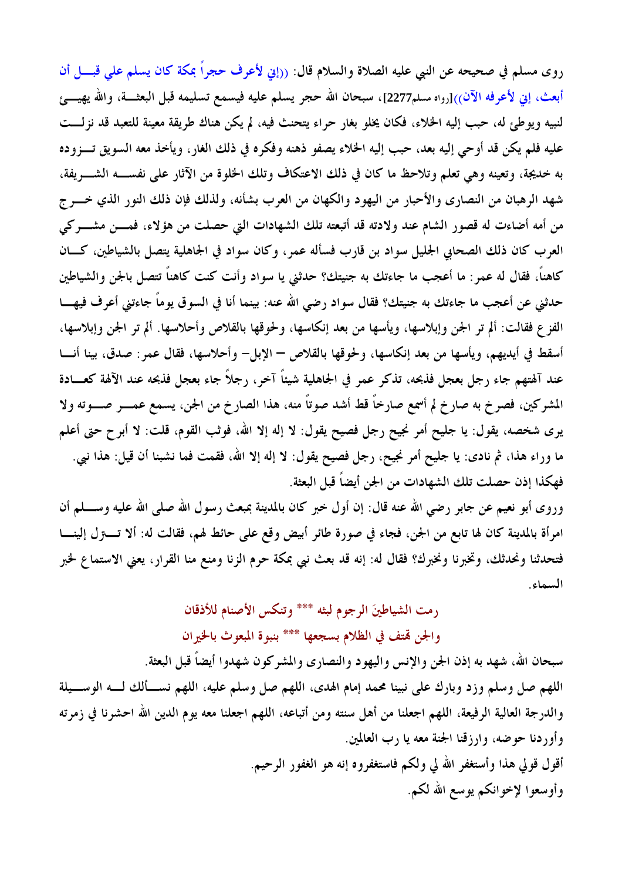روى مسلم في صحيحه عن النبي عليه الصلاة والسلام قال: ((إني لأعرف حجراً بمكة كان يسلم علي قبل أن أبعث، إني لأعرفه الآن))[رواه مسلم2277]، سبحان الله حجر يسلم عليه فيسمع تسليمه قبل البعثة، والله يهيئ لنبيه ويوطئ له، حبب إليه الخلاء، فكان يخلو بغار حراء يتحنث فيه، لم يكن هناك طريقة معينة للتعبد قد نزلت عليه فلم يكن قد أوحي إليه بعد، حبب إليه الخلاء يصفو ذهنه وفكره في ذلك الغار، ويأخذ معه السويق تزوده به خديجة، وتعينه وهي تعلم وتلاحظ ما كان في ذلك الاعتكاف وتلك الخلوة من الآثار على نفسه الشريفة، شهد الرهبان من النصارى والأحبار من اليهود والكهان من العرب بشأنه، ولذلك فإن ذلك النور الذي خرج من أمه أضاءت له قصور الشام عند ولادته قد أتبعته تلك الشهادات التي حصلت من هؤلاء، فمن مشركي العرب كان ذلك الصحابي الجليل سواد بن قارب فسأله عمر، وكان سواد في الجاهلية يتصل بالشياطين، كان كاهناً، فقال له عمر: ما أعجب ما جاءتك به جنيتك؟ حدثني يا سواد وأنت كنت كاهناً تتصل بالجن والشياطين حدثني عن أعجب ما جاءتك به جنيتك؟ فقال سواد رضي الله عنه: بينما أنا في السوق يوماً جاءتني أعرف فيها الفزع فقالت: ألم تر الجن وإبلاسها، ويأسها من بعد إنكاسها، ولحوقها بالقلاص وأحلاسها. ألم تر الجن وإبلاسها، أسقط في أيديهم، ويأسها من بعد إنكاسها، ولحوقها بالقلاص – الإبل– وأحلاسها، فقال عمر: صدق، بينا أنا عند آلهتهم جاء رجل بعجل فذبحه، تذكر عمر في الجاهلية شيئاً آخر، رجلاً جاء بعجل فذبحه عند الآلهة كعادة المشركين، فصرخ به صارخ لم أسمع صارخاً قط أشد صوتاً منه، هذا الصارخ من الجن، يسمع عمر صوته ولا يرى شخصه، يقول: يا جليح أمر نجيح رجل فصيح يقول: لا إله إلا الله، فوثب القوم، قلت: لا أبرح حتى أعلم ما وراء هذا، ثم نادى: يا جليح أمر نجيح، رجل فصيح يقول: لا إله إلا الله، فقمت فما نشبنا أن قيل: هذا نبي.

فهكذا إذن حصلت تلك الشهادات من الجن أيضاً قبل البعثة.

وروى أبو نعيم عن جابر رضي الله عنه قال: إن أول خبر كان بالمدينة بمبعث رسول الله صلى الله عليه وسلم أن امرأة بالمدينة كان لها تابع من الجن، فجاء في صورة طائر أبيض وقع على حائط لهم، فقالت له: ألا تنزل إلينا فتحدثنا ونحدثك، وتخبرنا ونخبرك؟ فقال لها: إنه قد بعث نبي بمكة حرم الزنا ومنع منا القرار، يعني الاستماع لخبر السماء.

رمت الشياطينَ الرجوم لبثه \*\*\* وتنكس الأصنام للأذقان

والجن تهتف في الظلام بسجعها \*\*\* بنبوة المبعوث بالخيران

سبحان الله، شهد به إذن الجن والإنس واليهود والنصارى والمشركون شهدوا أيضاً قبل البعثة.

اللهم صل وسلم وزد وبارك على نبينا محمد إمام الهدى، اللهم صل وسلم عليه، اللهم نسألك له الوسيلة والدرجة العالية الرفيعة، اللهم اجعلنا من أهل سنته ومن أتباعه، اللهم اجعلنا معه يوم الدين الله احشرنا في زمرته وأوردنا حوضه، وارزقنا الجنة معه يا رب العالمين.

أقول قولي هذا وأستغفر الله لي ولكم فاستغفروه إنه هو الغفور الرحيم.

وأوسعوا لإخوانكم يوسع الله لكم.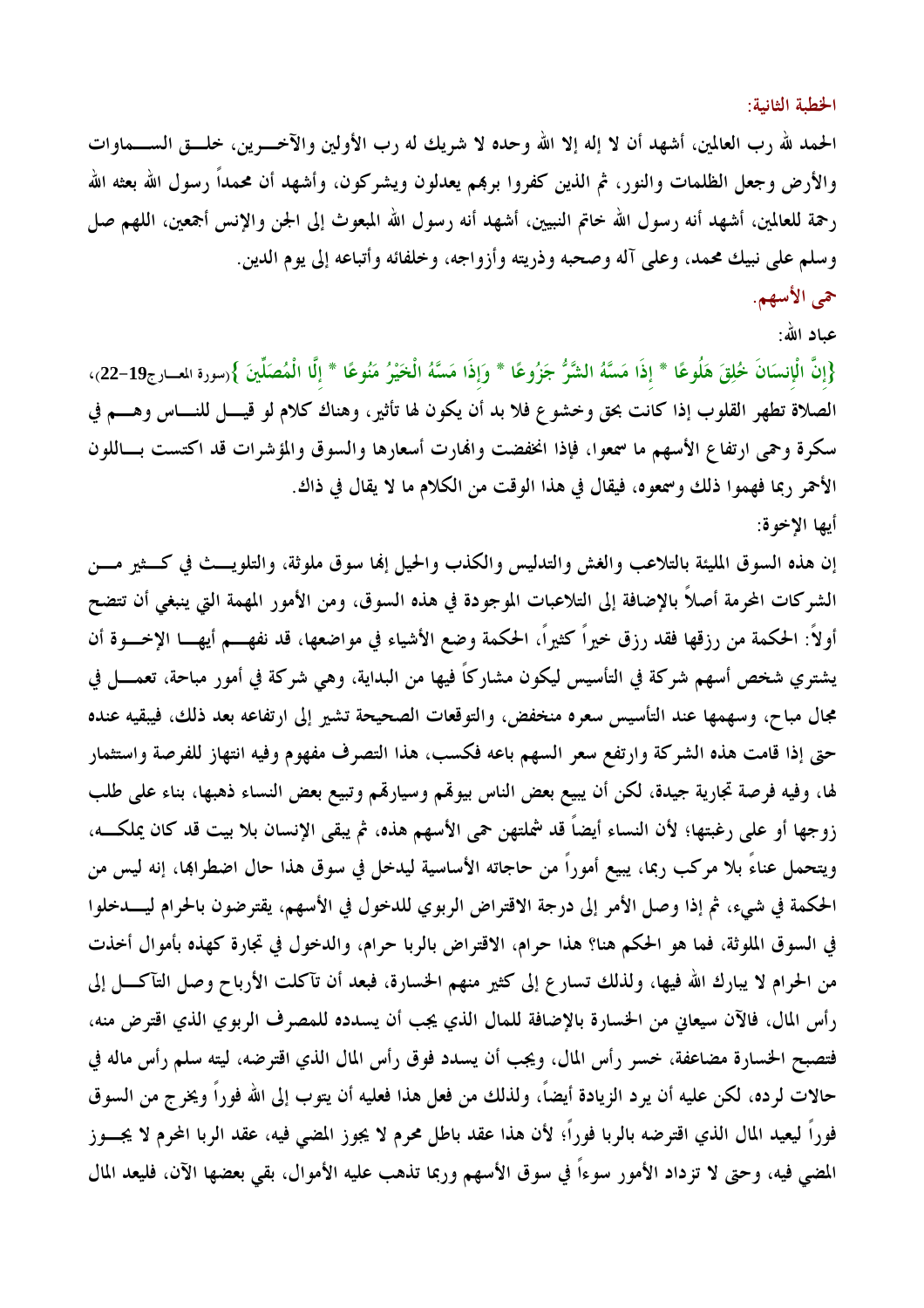## الخطبة الثانية:

الحمد لله رب العالمين، أشهد أن لا إله إلا الله وحده لا شريك له رب الأولين والآخرين، خلق السماوات والأرض وجعل الظلمات والنور، ثم الذين كفروا بربهم يعدلون ويشركون، وأشهد أن محمداً رسول الله بعثه الله رحمة للعالمين، أشهد أنه رسول الله خاتم النبيين، أشهد أنه رسول الله المبعوث إلى الجن والإنس أجمعين، اللهم صل وسلم على نبيك محمد، وعلى آله وصحبه وذريته وأزواجه، وخلفائه وأتباعه إلى يوم الدين.

### حمى الأسهم.

عباد الله:

{إِنَّ الْإِنسَانَ خُلِقَ هَلُوعًا * إِذَا مَسَّهُ الشَّرُّ جَزُوعًا * وَإِذَا مَسَّهُ الْخَيْرُ مَنُوعًا * إِلَّا الْمُصَلِّينَ }(سورة المعارج19-22)، الصلاة تطهر القلوب إذا كانت بحق وخشوع فلا بد أن يكون لها تأثير، وهناك كلام لو قيل للناس وهم في سكرة وحمى ارتفاع الأسهم ما سمعوا، فإذا انخفضت وانهارت أسعارها والسوق والمؤشرات قد اكتست باللون الأحمر ربما فهموا ذلك وسمعوه، فيقال في هذا الوقت من الكلام ما لا يقال في ذاك.

أيها الإخوة:

إن هذه السوق المليئة بالتلاعب والغش والتدليس والكذب والحيل إنها سوق ملوثة، والتلويث في كثير من الشركات المحرمة أصلاً بالإضافة إلى التلاعبات الموجودة في هذه السوق، ومن الأمور المهمة التي ينبغي أن تتضح أولاً: الحكمة من رزقها فقد رزق خيراً كثيراً، الحكمة وضع الأشياء في مواضعها، قد نفهم أيها الإخوة أن يشتري شخص أسهم شركة في التأسيس ليكون مشاركاً فيها من البداية، وهي شركة في أمور مباحة، تعمل في مجال مباح، وسهمها عند التأسيس سعره منخفض، والتوقعات الصحيحة تشير إلى ارتفاعه بعد ذلك، فيبقيه عنده حتى إذا قامت هذه الشركة وارتفع سعر السهم باعه فكسب، هذا التصرف مفهوم وفيه انتهاز للفرصة واستثمار لها، وفيه فرصة تجارية جيدة، لكن أن يبيع بعض الناس بيوتهم وسياراتهم وتبيع بعض النساء ذهبها، بناء على طلب زوجها أو على رغبتها؛ لأن النساء أيضاً قد شملتهن حمى الأسهم هذه، ثم يبقى الإنسان بلا بيت قد كان يملكه، ويتحمل عناءً بلا مركب ربما، يبيع أموراً من حاجاته الأساسية ليدخل في سوق هذا حال اضطرابها، إنه ليس من الحكمة في شيء، ثم إذا وصل الأمر إلى درجة الاقتراض الربوي للدخول في الأسهم، يقترضون بالحرام ليدخلوا في السوق الملوثة، فما هو الحكم هنا؟ هذا حرام، الاقتراض بالربا حرام، والدخول في تجارة كهذه بأموال أخذت من الحرام لا يبارك الله فيها، ولذلك تسارع إلى كثير منهم الخسارة، فبعد أن تآكلت الأرباح وصل التآكل إلى رأس المال، فالآن سيعاني من الخسارة بالإضافة للمال الذي يجب أن يسدده للمصرف الربوي الذي اقترض منه، فتصبح الخسارة مضاعفة، خسر رأس المال، ويجب أن يسدد فوق رأس المال الذي اقترضه، ليته سلم رأس ماله في حالات لرده، لكن عليه أن يرد الزيادة أيضاً، ولذلك من فعل هذا فعليه أن يتوب إلى الله فوراً ويخرج من السوق فوراً ليعيد المال الذي اقترضه بالربا فوراً؛ لأن هذا عقد باطل محرم لا يجوز المضي فيه، عقد الربا المحرم لا يجوز المضي فيه، وحتى لا تزداد الأمور سوءاً في سوق الأسهم وربما تذهب عليه الأموال، بقي بعضها الآن، فليعد المال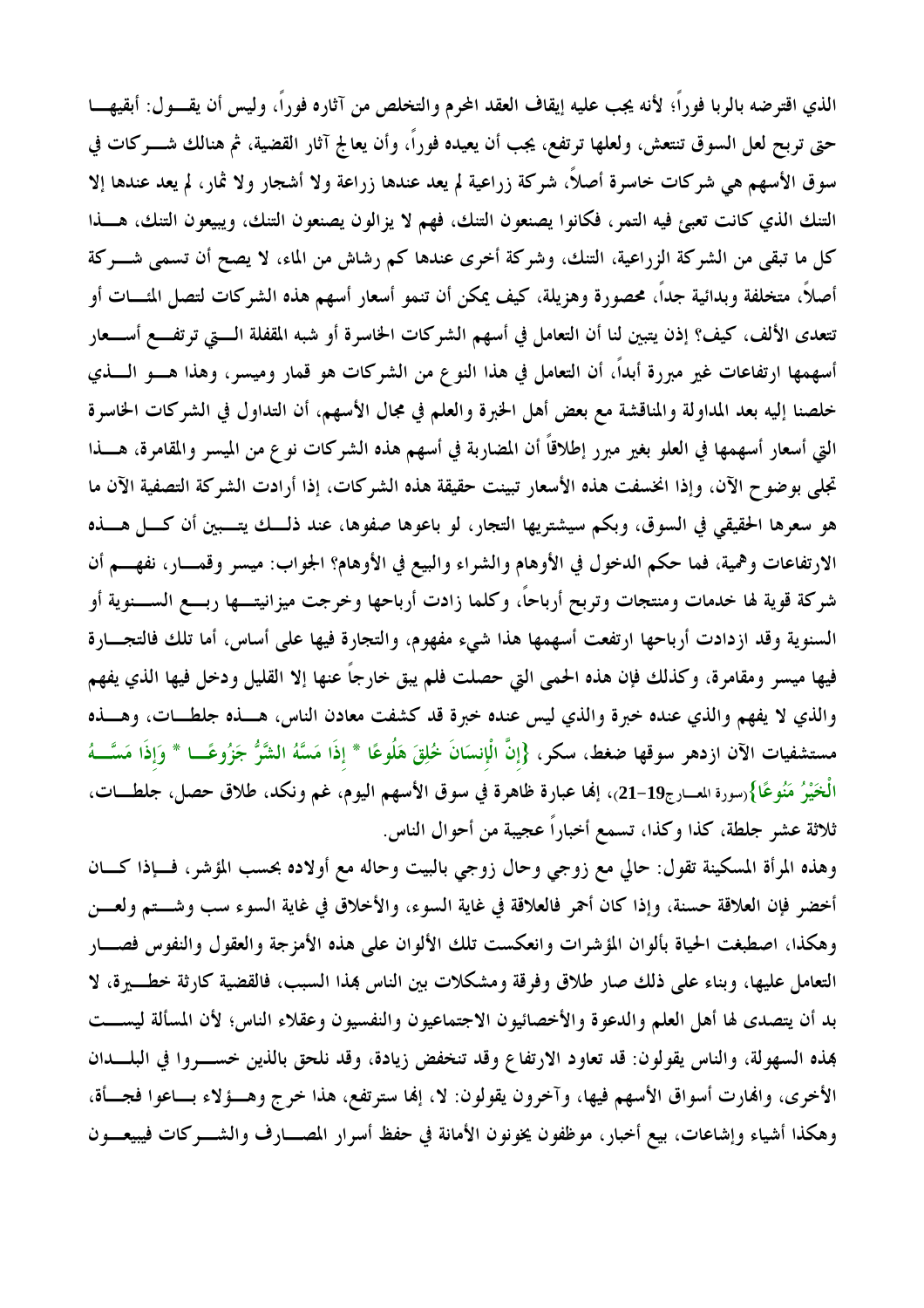الذي اقترضه بالربا فوراً؛ لأنه يجب عليه إيقاف العقد المحرم والتخلص من آثاره فوراً، وليس أن يقول: أبقيها حتى تربح لعل السوق تنتعش، ولعلها ترتفع، يجب أن يعيده فوراً، وأن يعالج آثار القضية، ثم هنالك شركات في سوق الأسهم هي شركات خاسرة أصلاً، شركة زراعية لم يعد عندها زراعة ولا أشجار ولا ثمار، لم يعد عندها إلا التنك الذي كانت تعبئ فيه التمر، فكانوا يصنعون التنك، فهم لا يزالون يصنعون التنك، ويبيعون التنك، هذا كل ما تبقى من الشركة الزراعية، التنك، وشركة أخرى عندها كم رشاش من الماء، لا يصح أن تسمى شركة أصلاً، متخلفة وبدائية جداً، محصورة وهزيلة، كيف يمكن أن تنمو أسعار أسهم هذه الشركات لتصل المئات أو تتعدى الألف، كيف؟ إذن يتبين لنا أن التعامل في أسهم الشركات الخاسرة أو شبه المقفلة التي ترتفع أسعار أسهمها ارتفاعات غير مبررة أبداً، أن التعامل في هذا النوع من الشركات هو قمار وميسر، وهذا هو الذي خلصنا إليه بعد المداولة والمناقشة مع بعض أهل الخبرة والعلم في مجال الأسهم، أن التداول في الشركات الخاسرة التي أسعار أسهمها في العلو بغير مبرر إطلاقاً أن المضاربة في أسهم هذه الشركات نوع من الميسر والمقامرة، هذا تجلى بوضوح الآن، وإذا انخسفت هذه الأسعار تبينت حقيقة هذه الشركات، إذا أرادت الشركة التصفية الآن ما هو سعرها الحقيقي في السوق، وبكم سيشتريها التجار، لو باعوها صفوها، عند ذلك يتبين أن كل هذه الارتفاعات وهمية، فما حكم الدخول في الأوهام والشراء والبيع في الأوهام؟ الجواب: ميسر وقمار، نفهم أن شركة قوية لها خدمات ومنتجات وتربح أرباحاً، وكلما زادت أرباحها وخرجت ميزانيتها ربع السنوية أو السنوية وقد ازدادت أرباحها ارتفعت أسهمها هذا شيء مفهوم، والتجارة فيها على أساس، أما تلك فالتجارة فيها ميسر ومقامرة، وكذلك فإن هذه الحمى التي حصلت فلم يبق خارجاً عنها إلا القليل ودخل فيها الذي يفهم والذي لا يفهم والذي عنده خبرة والذي ليس عنده خبرة قد كشفت معادن الناس، هذه جلطات، وهذه مستشفيات الآن ازدهر سوقها ضغط، سكر، {إِنَّ الْإِنسَانَ خُلِقَ هَلُوعًا * إِذَا مَسَّهُ الشَّرُّ جَزُوعًا * وَإِذَا مَسَّهُ الْخَيْرُ مَنُوعًا}(سورة المعارج19-21)، إنها عبارة ظاهرة في سوق الأسهم اليوم، غم ونكد، طلاق حصل، جلطات، ثلاثة عشر جلطة، كذا وكذا، تسمع أخباراً عجيبة من أحوال الناس.

وهذه المرأة المسكينة تقول: حالي مع زوجي وحال زوجي بالبيت وحاله مع أولاده بحسب المؤشر، فإذا كان أخضر فإن العلاقة حسنة، وإذا كان أحمر فالعلاقة في غاية السوء، والأخلاق في غاية السوء سب وشتم ولعن وهكذا، اصطبغت الحياة بألوان المؤشرات وانعكست تلك الألوان على هذه الأمزجة والعقول والنفوس فصار التعامل عليها، وبناء على ذلك صار طلاق وفرقة ومشكلات بين الناس بهذا السبب، فالقضية كارثة خطيرة، لا بد أن يتصدى لها أهل العلم والدعوة والأخصائيون الاجتماعيون والنفسيون وعقلاء الناس؛ لأن المسألة ليست بهذه السهولة، والناس يقولون: قد تعاود الارتفاع وقد تنخفض زيادة، وقد نلحق بالذين خسروا في البلدان الأخرى، وانهارت أسواق الأسهم فيها، وآخرون يقولون: لا، إنها سترتفع، هذا خرج وهؤلاء باعوا فجأة، وهكذا أشياء وإشاعات، بيع أخبار، موظفون يخونون الأمانة في حفظ أسرار المصارف والشركات فيبيعون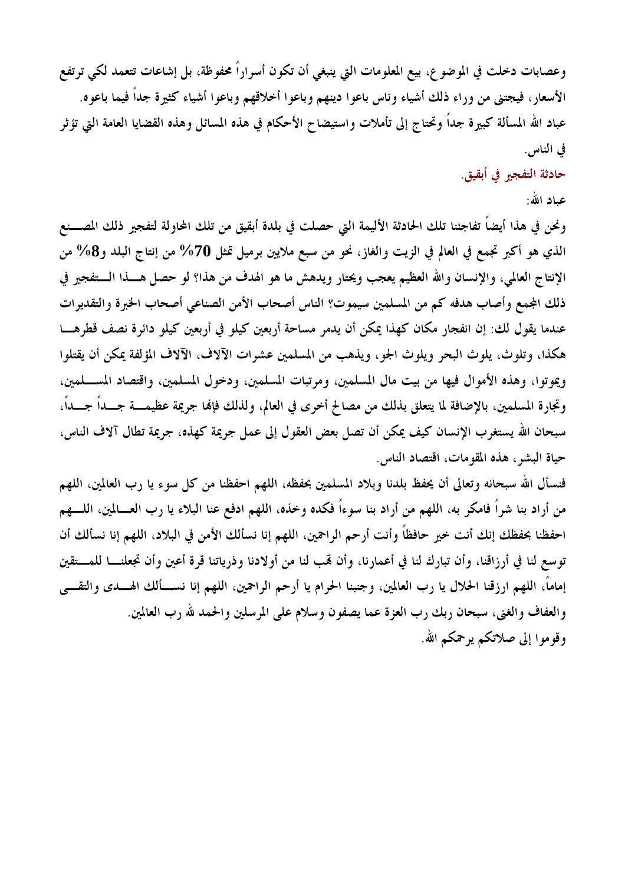وعصابات دخلت في الموضوع، بيع المعلومات التي ينبغي أن تكون أسراراً محفوظة، بل إشاعات تتعمد لكي ترتفع الأسعار، فيجتنى من وراء ذلك أشياء وناس باعوا دينهم وباعوا أخلاقهم وباعوا أشياء كثيرة جداً فيما باعوه.

عباد الله المسألة كبيرة جداً وتحتاج إلى تأملات واستيضاح الأحكام في هذه المسائل وهذه القضايا العامة التي تؤثر في الناس.

## حادثة التفجير في أبقيق.

عباد الله:

ونحن في هذا أيضاً تفاجئنا تلك الحادثة الأليمة التي حصلت في بلدة أبقيق من تلك المحاولة لتفجير ذلك المصنع الذي هو أكبر تجمع في العالم في الزيت والغاز، نحو من سبع ملايين برميل تمثل **70%** من إنتاج البلد و**8%** من الإنتاج العالمي، والإنسان والله العظيم يعجب ويحتار ويدهش ما هو الهدف من هذا؟ لو حصل هذا التفجير في ذلك المجمع وأصاب هدفه كم من المسلمين سيموت؟ الناس أصحاب الأمن الصناعي أصحاب الخبرة والتقديرات عندما يقول لك: إن انفجار مكان كهذا يمكن أن يدمر مساحة أربعين كيلو في أربعين كيلو دائرة نصف قطرها هكذا، وتلوث، يلوث البحر ويلوث الجو، ويذهب من المسلمين عشرات الآلاف، الآلاف المؤلفة يمكن أن يقتلوا ويموتوا، وهذه الأموال فيها من بيت مال المسلمين، ومرتبات المسلمين، ودخول المسلمين، واقتصاد المسلمين، وتجارة المسلمين، بالإضافة لما يتعلق بذلك من مصالح أخرى في العالم، ولذلك فإنها جريمة عظيمة جداً جداً، سبحان الله يستغرب الإنسان كيف يمكن أن تصل بعض العقول إلى عمل جريمة كهذه، جريمة تطال آلاف الناس، حياة البشر، هذه المقومات، اقتصاد الناس.

فنسأل الله سبحانه وتعالى أن يحفظ بلدنا وبلاد المسلمين بحفظه، اللهم احفظنا من كل سوء يا رب العالمين، اللهم من أراد بنا شراً فامكر به، اللهم من أراد بنا سوءاً فكده وخذه، اللهم ادفع عنا البلاء يا رب العالمين، اللهم احفظنا بحفظك إنك أنت خير حافظاً وأنت أرحم الراحمين، اللهم إنا نسألك الأمن في البلاد، اللهم إنا نسألك أن توسع لنا في أرزاقنا، وأن تبارك لنا في أعمارنا، وأن تهب لنا من أولادنا وذرياتنا قرة أعين وأن تجعلنا للمتقين إماماً، اللهم ارزقنا الحلال يا رب العالمين، وجنبنا الحرام يا أرحم الراحمين، اللهم إنا نسألك الهدى والتقى والعفاف والغنى، سبحان ربك رب العزة عما يصفون وسلام على المرسلين والحمد لله رب العالمين.

وقوموا إلى صلاتكم يرحمكم الله.